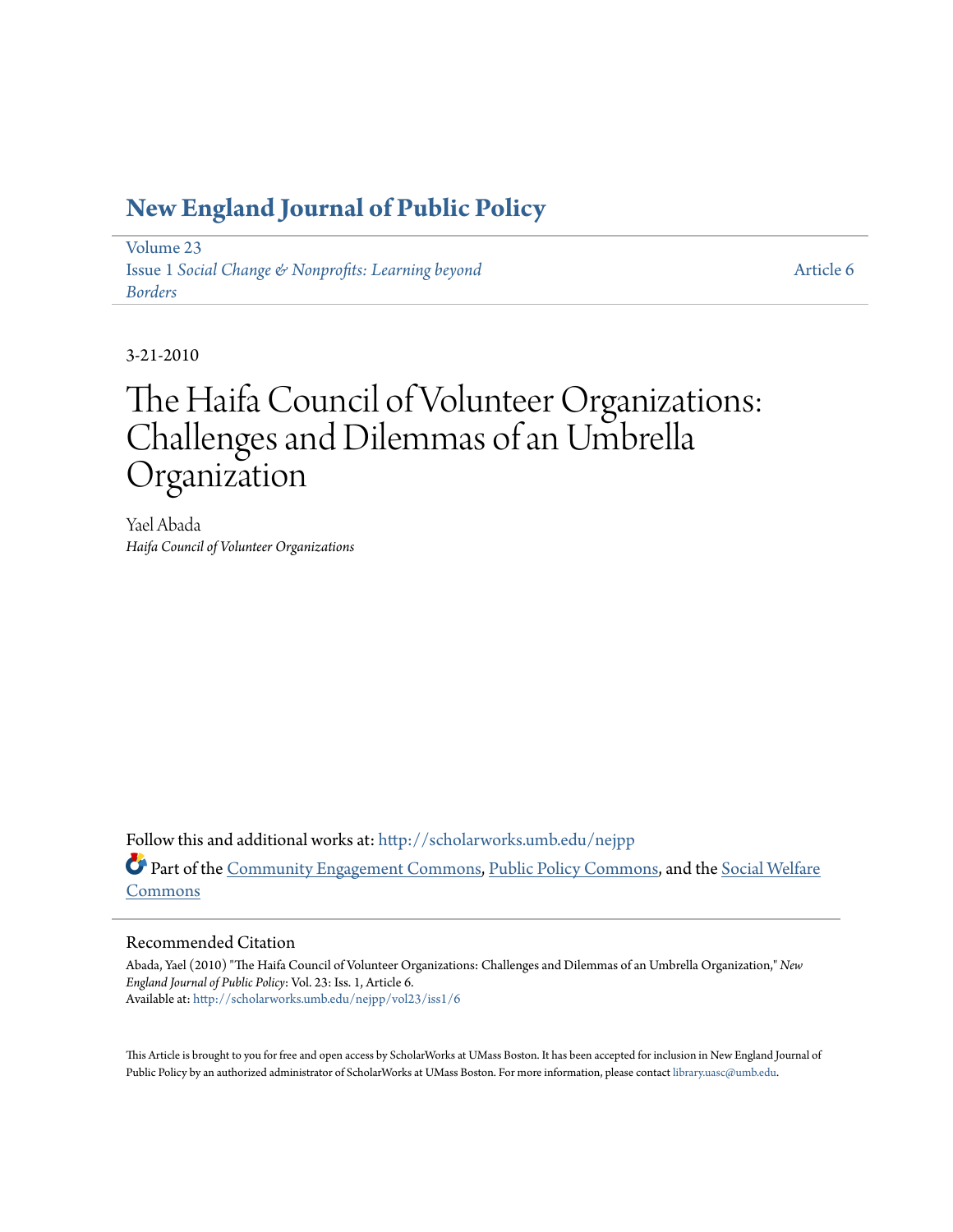# New England Journal of Public Policy

Volume 23
Issue 1 *Social Change & Nonprofits: Learning beyond Borders*

Article 6

3-21-2010

# The Haifa Council of Volunteer Organizations: Challenges and Dilemmas of an Umbrella Organization

Yael Abada
*Haifa Council of Volunteer Organizations*

Follow this and additional works at: http://scholarworks.umb.edu/nejpp

Part of the Community Engagement Commons, Public Policy Commons, and the Social Welfare Commons

## Recommended Citation

Abada, Yael (2010) "The Haifa Council of Volunteer Organizations: Challenges and Dilemmas of an Umbrella Organization," *New England Journal of Public Policy*: Vol. 23: Iss. 1, Article 6.
Available at: http://scholarworks.umb.edu/nejpp/vol23/iss1/6

This Article is brought to you for free and open access by ScholarWorks at UMass Boston. It has been accepted for inclusion in New England Journal of Public Policy by an authorized administrator of ScholarWorks at UMass Boston. For more information, please contact library.uasc@umb.edu.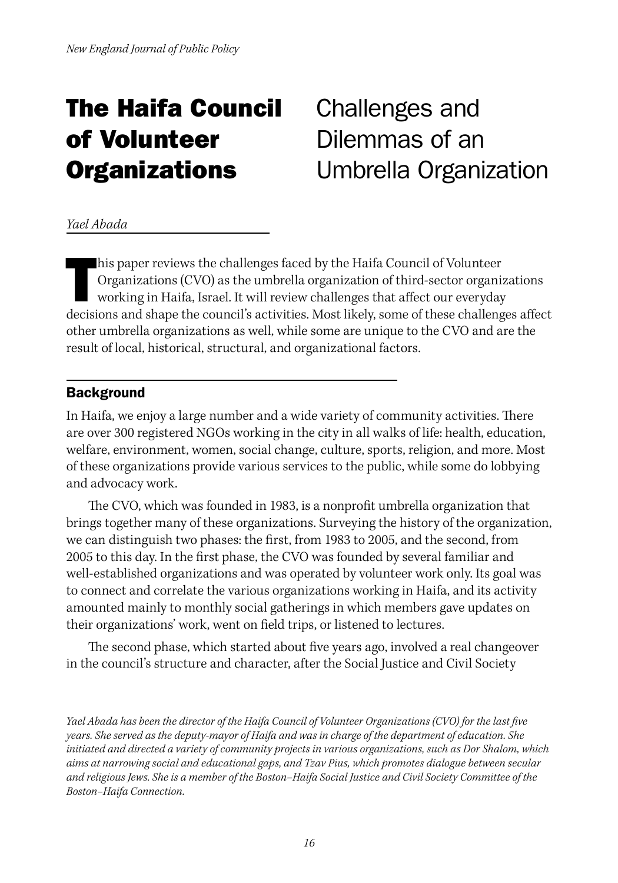# The Haifa Council of Volunteer Organizations

## Challenges and Dilemmas of an Umbrella Organization

*Yael Abada*

This paper reviews the challenges faced by the Haifa Council of Volunteer Organizations (CVO) as the umbrella organization of third-sector organizations working in Haifa, Israel. It will review challenges that affect our everyday decisions and shape the council's activities. Most likely, some of these challenges affect other umbrella organizations as well, while some are unique to the CVO and are the result of local, historical, structural, and organizational factors.

### Background

In Haifa, we enjoy a large number and a wide variety of community activities. There are over 300 registered NGOs working in the city in all walks of life: health, education, welfare, environment, women, social change, culture, sports, religion, and more. Most of these organizations provide various services to the public, while some do lobbying and advocacy work.

The CVO, which was founded in 1983, is a nonprofit umbrella organization that brings together many of these organizations. Surveying the history of the organization, we can distinguish two phases: the first, from 1983 to 2005, and the second, from 2005 to this day. In the first phase, the CVO was founded by several familiar and well-established organizations and was operated by volunteer work only. Its goal was to connect and correlate the various organizations working in Haifa, and its activity amounted mainly to monthly social gatherings in which members gave updates on their organizations' work, went on field trips, or listened to lectures.

The second phase, which started about five years ago, involved a real changeover in the council's structure and character, after the Social Justice and Civil Society

*Yael Abada has been the director of the Haifa Council of Volunteer Organizations (CVO) for the last five years. She served as the deputy-mayor of Haifa and was in charge of the department of education. She initiated and directed a variety of community projects in various organizations, such as Dor Shalom, which aims at narrowing social and educational gaps, and Tzav Pius, which promotes dialogue between secular and religious Jews. She is a member of the Boston–Haifa Social Justice and Civil Society Committee of the Boston–Haifa Connection.*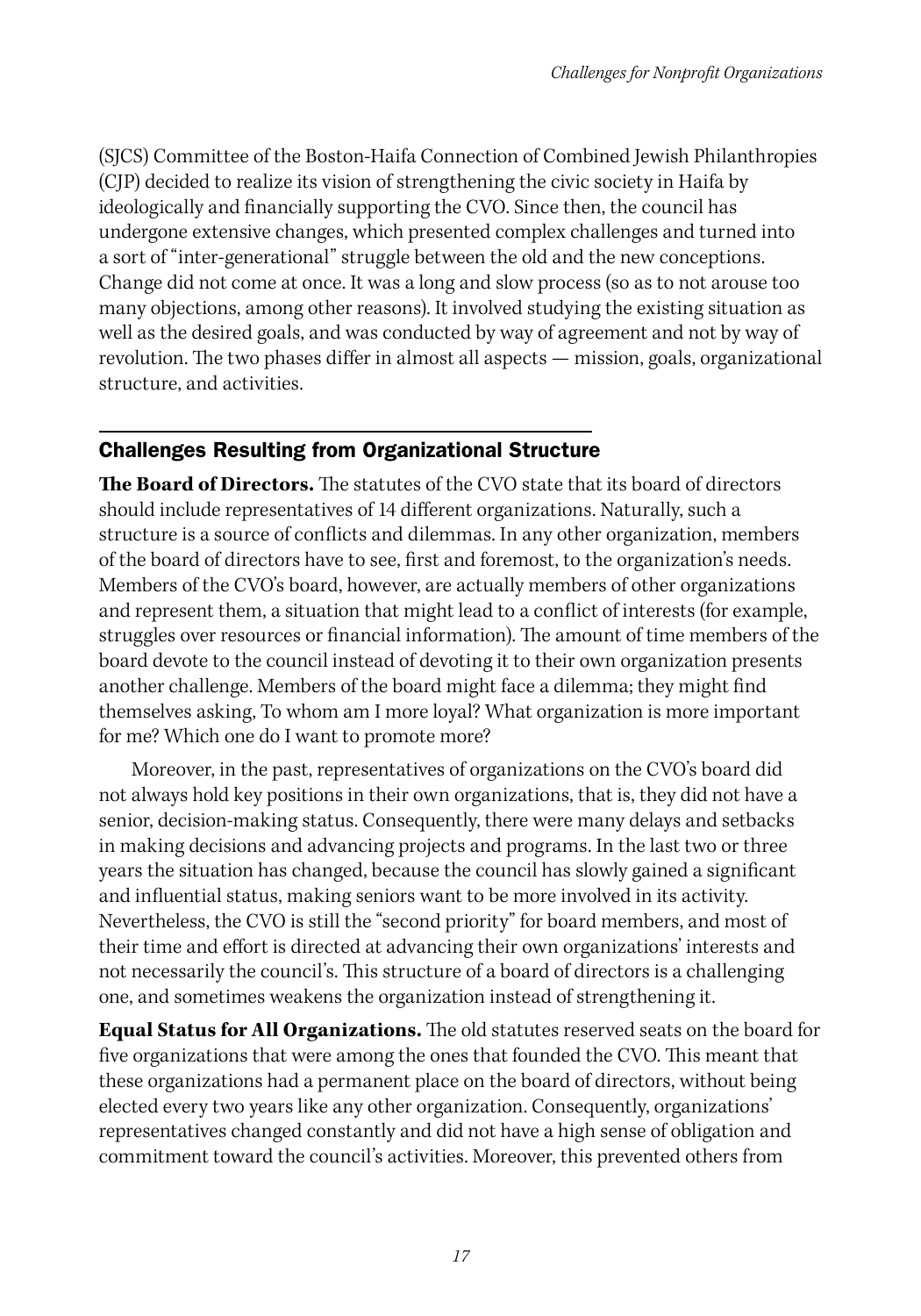(SJCS) Committee of the Boston-Haifa Connection of Combined Jewish Philanthropies (CJP) decided to realize its vision of strengthening the civic society in Haifa by ideologically and financially supporting the CVO. Since then, the council has undergone extensive changes, which presented complex challenges and turned into a sort of "inter-generational" struggle between the old and the new conceptions. Change did not come at once. It was a long and slow process (so as to not arouse too many objections, among other reasons). It involved studying the existing situation as well as the desired goals, and was conducted by way of agreement and not by way of revolution. The two phases differ in almost all aspects — mission, goals, organizational structure, and activities.

## Challenges Resulting from Organizational Structure

**The Board of Directors.** The statutes of the CVO state that its board of directors should include representatives of 14 different organizations. Naturally, such a structure is a source of conflicts and dilemmas. In any other organization, members of the board of directors have to see, first and foremost, to the organization's needs. Members of the CVO's board, however, are actually members of other organizations and represent them, a situation that might lead to a conflict of interests (for example, struggles over resources or financial information). The amount of time members of the board devote to the council instead of devoting it to their own organization presents another challenge. Members of the board might face a dilemma; they might find themselves asking, To whom am I more loyal? What organization is more important for me? Which one do I want to promote more?

Moreover, in the past, representatives of organizations on the CVO's board did not always hold key positions in their own organizations, that is, they did not have a senior, decision-making status. Consequently, there were many delays and setbacks in making decisions and advancing projects and programs. In the last two or three years the situation has changed, because the council has slowly gained a significant and influential status, making seniors want to be more involved in its activity. Nevertheless, the CVO is still the "second priority" for board members, and most of their time and effort is directed at advancing their own organizations' interests and not necessarily the council's. This structure of a board of directors is a challenging one, and sometimes weakens the organization instead of strengthening it.

**Equal Status for All Organizations.** The old statutes reserved seats on the board for five organizations that were among the ones that founded the CVO. This meant that these organizations had a permanent place on the board of directors, without being elected every two years like any other organization. Consequently, organizations' representatives changed constantly and did not have a high sense of obligation and commitment toward the council's activities. Moreover, this prevented others from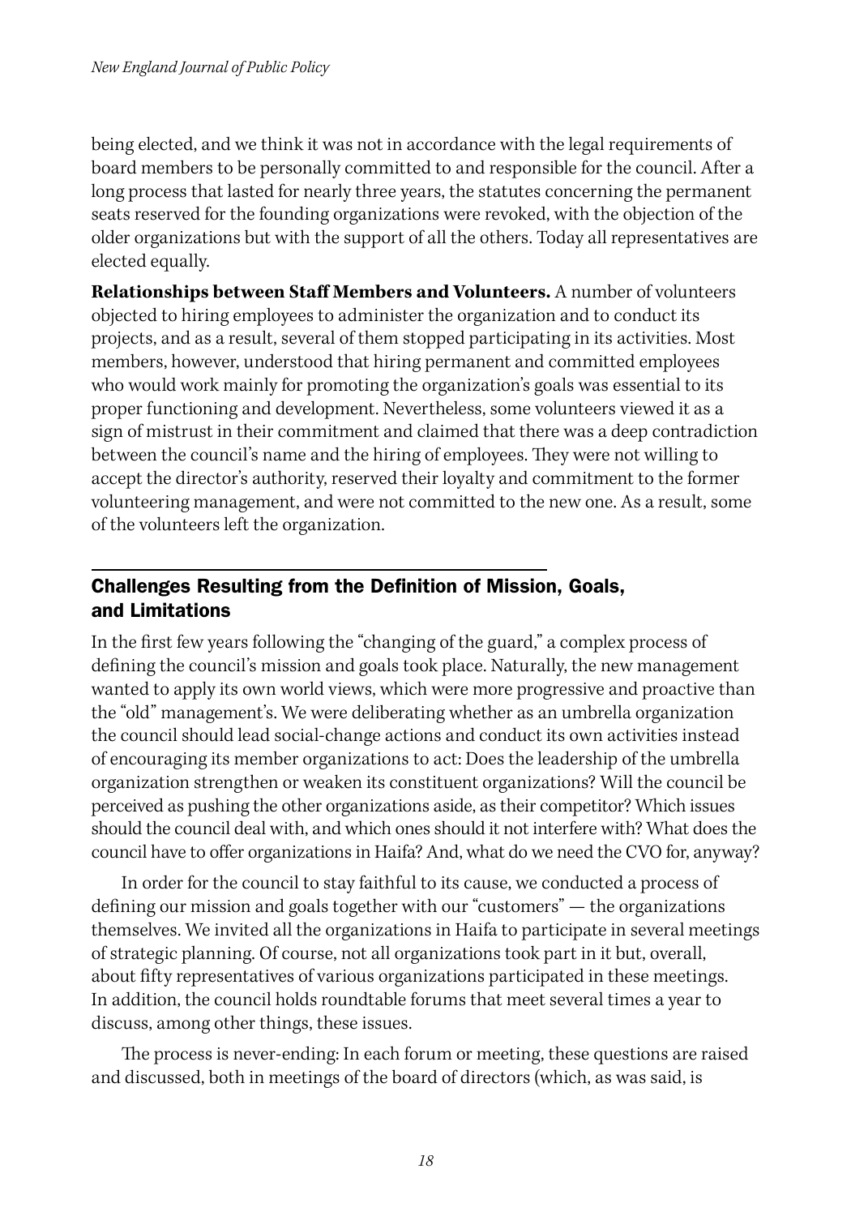being elected, and we think it was not in accordance with the legal requirements of board members to be personally committed to and responsible for the council. After a long process that lasted for nearly three years, the statutes concerning the permanent seats reserved for the founding organizations were revoked, with the objection of the older organizations but with the support of all the others. Today all representatives are elected equally.

**Relationships between Staff Members and Volunteers.** A number of volunteers objected to hiring employees to administer the organization and to conduct its projects, and as a result, several of them stopped participating in its activities. Most members, however, understood that hiring permanent and committed employees who would work mainly for promoting the organization's goals was essential to its proper functioning and development. Nevertheless, some volunteers viewed it as a sign of mistrust in their commitment and claimed that there was a deep contradiction between the council's name and the hiring of employees. They were not willing to accept the director's authority, reserved their loyalty and commitment to the former volunteering management, and were not committed to the new one. As a result, some of the volunteers left the organization.

## Challenges Resulting from the Definition of Mission, Goals, and Limitations

In the first few years following the "changing of the guard," a complex process of defining the council's mission and goals took place. Naturally, the new management wanted to apply its own world views, which were more progressive and proactive than the "old" management's. We were deliberating whether as an umbrella organization the council should lead social-change actions and conduct its own activities instead of encouraging its member organizations to act: Does the leadership of the umbrella organization strengthen or weaken its constituent organizations? Will the council be perceived as pushing the other organizations aside, as their competitor? Which issues should the council deal with, and which ones should it not interfere with? What does the council have to offer organizations in Haifa? And, what do we need the CVO for, anyway?

In order for the council to stay faithful to its cause, we conducted a process of defining our mission and goals together with our "customers" — the organizations themselves. We invited all the organizations in Haifa to participate in several meetings of strategic planning. Of course, not all organizations took part in it but, overall, about fifty representatives of various organizations participated in these meetings. In addition, the council holds roundtable forums that meet several times a year to discuss, among other things, these issues.

The process is never-ending: In each forum or meeting, these questions are raised and discussed, both in meetings of the board of directors (which, as was said, is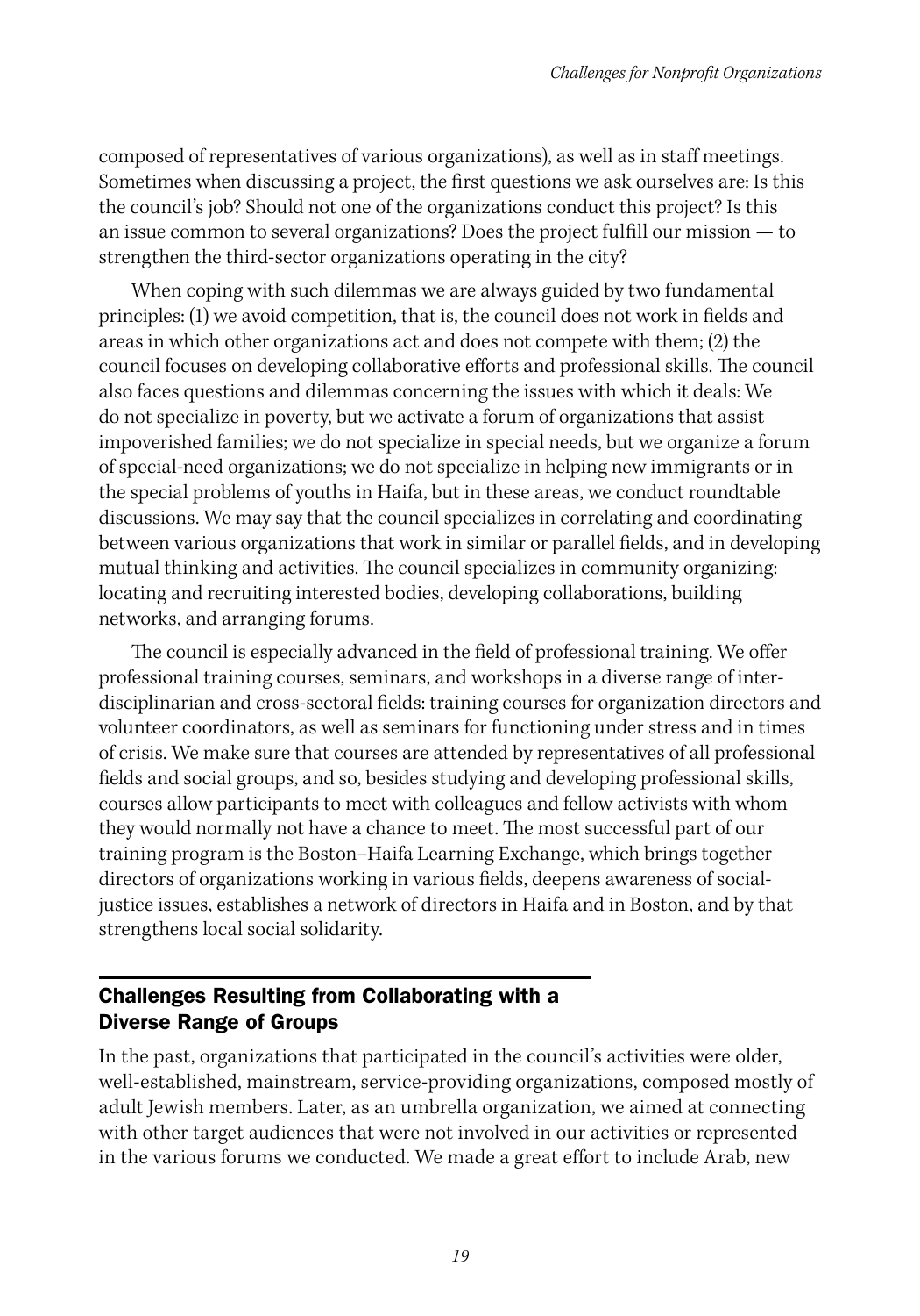composed of representatives of various organizations), as well as in staff meetings. Sometimes when discussing a project, the first questions we ask ourselves are: Is this the council's job? Should not one of the organizations conduct this project? Is this an issue common to several organizations? Does the project fulfill our mission — to strengthen the third-sector organizations operating in the city?

When coping with such dilemmas we are always guided by two fundamental principles: (1) we avoid competition, that is, the council does not work in fields and areas in which other organizations act and does not compete with them; (2) the council focuses on developing collaborative efforts and professional skills. The council also faces questions and dilemmas concerning the issues with which it deals: We do not specialize in poverty, but we activate a forum of organizations that assist impoverished families; we do not specialize in special needs, but we organize a forum of special-need organizations; we do not specialize in helping new immigrants or in the special problems of youths in Haifa, but in these areas, we conduct roundtable discussions. We may say that the council specializes in correlating and coordinating between various organizations that work in similar or parallel fields, and in developing mutual thinking and activities. The council specializes in community organizing: locating and recruiting interested bodies, developing collaborations, building networks, and arranging forums.

The council is especially advanced in the field of professional training. We offer professional training courses, seminars, and workshops in a diverse range of inter-disciplinarian and cross-sectoral fields: training courses for organization directors and volunteer coordinators, as well as seminars for functioning under stress and in times of crisis. We make sure that courses are attended by representatives of all professional fields and social groups, and so, besides studying and developing professional skills, courses allow participants to meet with colleagues and fellow activists with whom they would normally not have a chance to meet. The most successful part of our training program is the Boston–Haifa Learning Exchange, which brings together directors of organizations working in various fields, deepens awareness of social-justice issues, establishes a network of directors in Haifa and in Boston, and by that strengthens local social solidarity.

## Challenges Resulting from Collaborating with a Diverse Range of Groups

In the past, organizations that participated in the council's activities were older, well-established, mainstream, service-providing organizations, composed mostly of adult Jewish members. Later, as an umbrella organization, we aimed at connecting with other target audiences that were not involved in our activities or represented in the various forums we conducted. We made a great effort to include Arab, new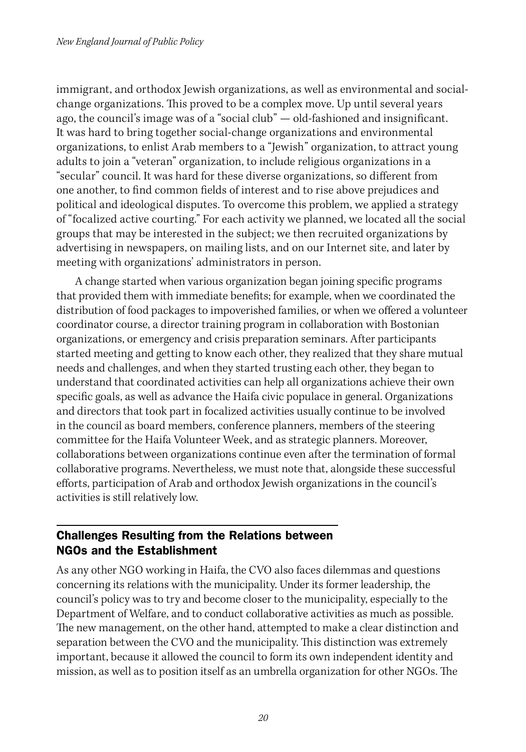immigrant, and orthodox Jewish organizations, as well as environmental and social-change organizations. This proved to be a complex move. Up until several years ago, the council's image was of a "social club" — old-fashioned and insignificant. It was hard to bring together social-change organizations and environmental organizations, to enlist Arab members to a "Jewish" organization, to attract young adults to join a "veteran" organization, to include religious organizations in a "secular" council. It was hard for these diverse organizations, so different from one another, to find common fields of interest and to rise above prejudices and political and ideological disputes. To overcome this problem, we applied a strategy of "focalized active courting." For each activity we planned, we located all the social groups that may be interested in the subject; we then recruited organizations by advertising in newspapers, on mailing lists, and on our Internet site, and later by meeting with organizations' administrators in person.

A change started when various organization began joining specific programs that provided them with immediate benefits; for example, when we coordinated the distribution of food packages to impoverished families, or when we offered a volunteer coordinator course, a director training program in collaboration with Bostonian organizations, or emergency and crisis preparation seminars. After participants started meeting and getting to know each other, they realized that they share mutual needs and challenges, and when they started trusting each other, they began to understand that coordinated activities can help all organizations achieve their own specific goals, as well as advance the Haifa civic populace in general. Organizations and directors that took part in focalized activities usually continue to be involved in the council as board members, conference planners, members of the steering committee for the Haifa Volunteer Week, and as strategic planners. Moreover, collaborations between organizations continue even after the termination of formal collaborative programs. Nevertheless, we must note that, alongside these successful efforts, participation of Arab and orthodox Jewish organizations in the council's activities is still relatively low.

## Challenges Resulting from the Relations between NGOs and the Establishment

As any other NGO working in Haifa, the CVO also faces dilemmas and questions concerning its relations with the municipality. Under its former leadership, the council's policy was to try and become closer to the municipality, especially to the Department of Welfare, and to conduct collaborative activities as much as possible. The new management, on the other hand, attempted to make a clear distinction and separation between the CVO and the municipality. This distinction was extremely important, because it allowed the council to form its own independent identity and mission, as well as to position itself as an umbrella organization for other NGOs. The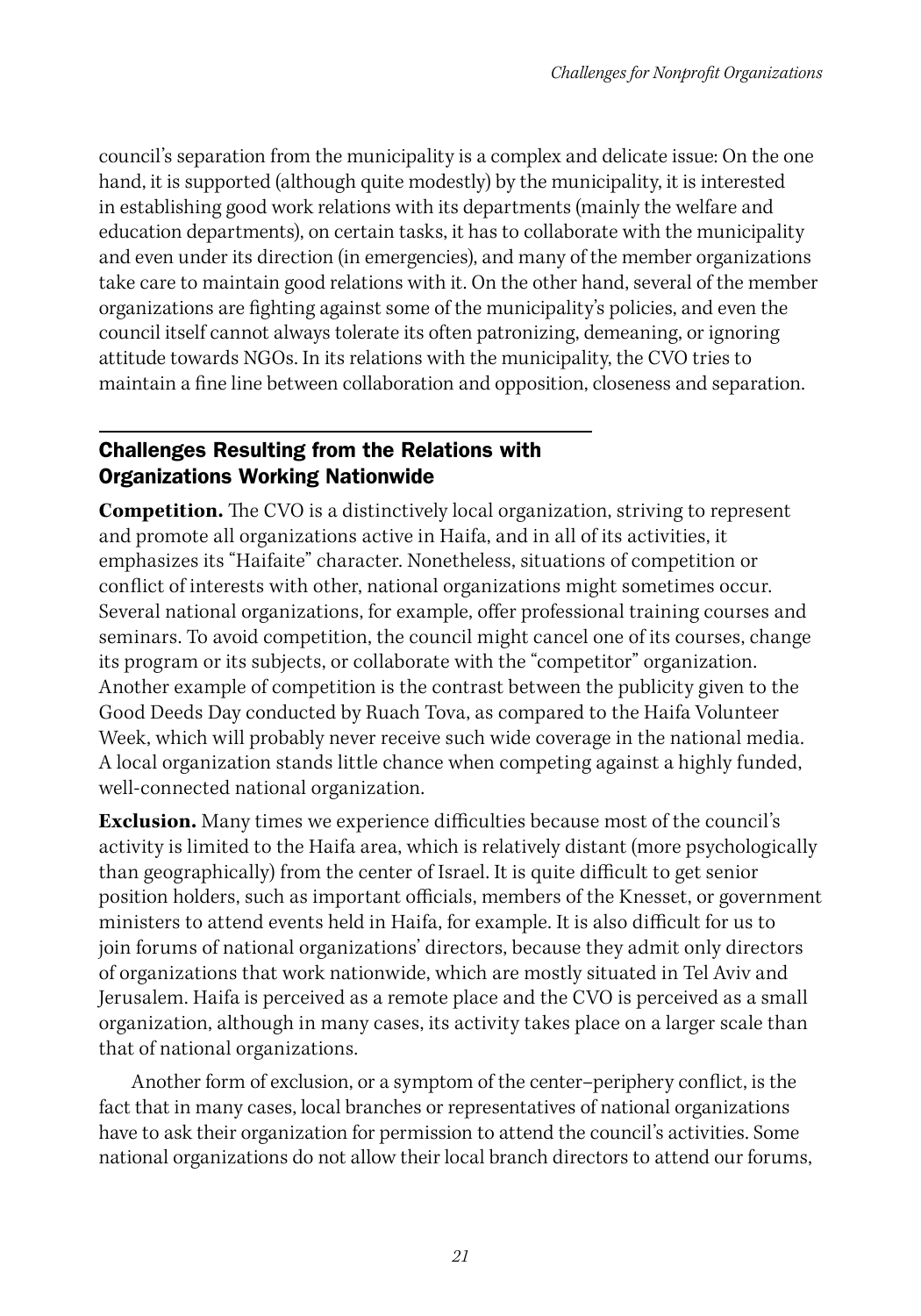council's separation from the municipality is a complex and delicate issue: On the one hand, it is supported (although quite modestly) by the municipality, it is interested in establishing good work relations with its departments (mainly the welfare and education departments), on certain tasks, it has to collaborate with the municipality and even under its direction (in emergencies), and many of the member organizations take care to maintain good relations with it. On the other hand, several of the member organizations are fighting against some of the municipality's policies, and even the council itself cannot always tolerate its often patronizing, demeaning, or ignoring attitude towards NGOs. In its relations with the municipality, the CVO tries to maintain a fine line between collaboration and opposition, closeness and separation.

## Challenges Resulting from the Relations with Organizations Working Nationwide

**Competition.** The CVO is a distinctively local organization, striving to represent and promote all organizations active in Haifa, and in all of its activities, it emphasizes its "Haifaite" character. Nonetheless, situations of competition or conflict of interests with other, national organizations might sometimes occur. Several national organizations, for example, offer professional training courses and seminars. To avoid competition, the council might cancel one of its courses, change its program or its subjects, or collaborate with the "competitor" organization. Another example of competition is the contrast between the publicity given to the Good Deeds Day conducted by Ruach Tova, as compared to the Haifa Volunteer Week, which will probably never receive such wide coverage in the national media. A local organization stands little chance when competing against a highly funded, well-connected national organization.

**Exclusion.** Many times we experience difficulties because most of the council's activity is limited to the Haifa area, which is relatively distant (more psychologically than geographically) from the center of Israel. It is quite difficult to get senior position holders, such as important officials, members of the Knesset, or government ministers to attend events held in Haifa, for example. It is also difficult for us to join forums of national organizations' directors, because they admit only directors of organizations that work nationwide, which are mostly situated in Tel Aviv and Jerusalem. Haifa is perceived as a remote place and the CVO is perceived as a small organization, although in many cases, its activity takes place on a larger scale than that of national organizations.

Another form of exclusion, or a symptom of the center–periphery conflict, is the fact that in many cases, local branches or representatives of national organizations have to ask their organization for permission to attend the council's activities. Some national organizations do not allow their local branch directors to attend our forums,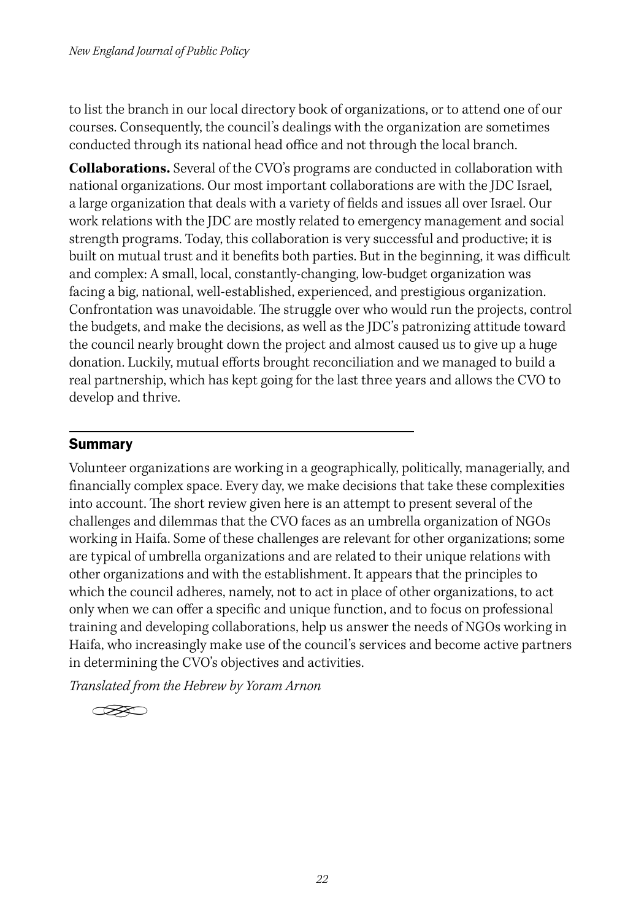to list the branch in our local directory book of organizations, or to attend one of our courses. Consequently, the council's dealings with the organization are sometimes conducted through its national head office and not through the local branch.

**Collaborations.** Several of the CVO's programs are conducted in collaboration with national organizations. Our most important collaborations are with the JDC Israel, a large organization that deals with a variety of fields and issues all over Israel. Our work relations with the JDC are mostly related to emergency management and social strength programs. Today, this collaboration is very successful and productive; it is built on mutual trust and it benefits both parties. But in the beginning, it was difficult and complex: A small, local, constantly-changing, low-budget organization was facing a big, national, well-established, experienced, and prestigious organization. Confrontation was unavoidable. The struggle over who would run the projects, control the budgets, and make the decisions, as well as the JDC's patronizing attitude toward the council nearly brought down the project and almost caused us to give up a huge donation. Luckily, mutual efforts brought reconciliation and we managed to build a real partnership, which has kept going for the last three years and allows the CVO to develop and thrive.

## Summary

Volunteer organizations are working in a geographically, politically, managerially, and financially complex space. Every day, we make decisions that take these complexities into account. The short review given here is an attempt to present several of the challenges and dilemmas that the CVO faces as an umbrella organization of NGOs working in Haifa. Some of these challenges are relevant for other organizations; some are typical of umbrella organizations and are related to their unique relations with other organizations and with the establishment. It appears that the principles to which the council adheres, namely, not to act in place of other organizations, to act only when we can offer a specific and unique function, and to focus on professional training and developing collaborations, help us answer the needs of NGOs working in Haifa, who increasingly make use of the council's services and become active partners in determining the CVO's objectives and activities.

*Translated from the Hebrew by Yoram Arnon*